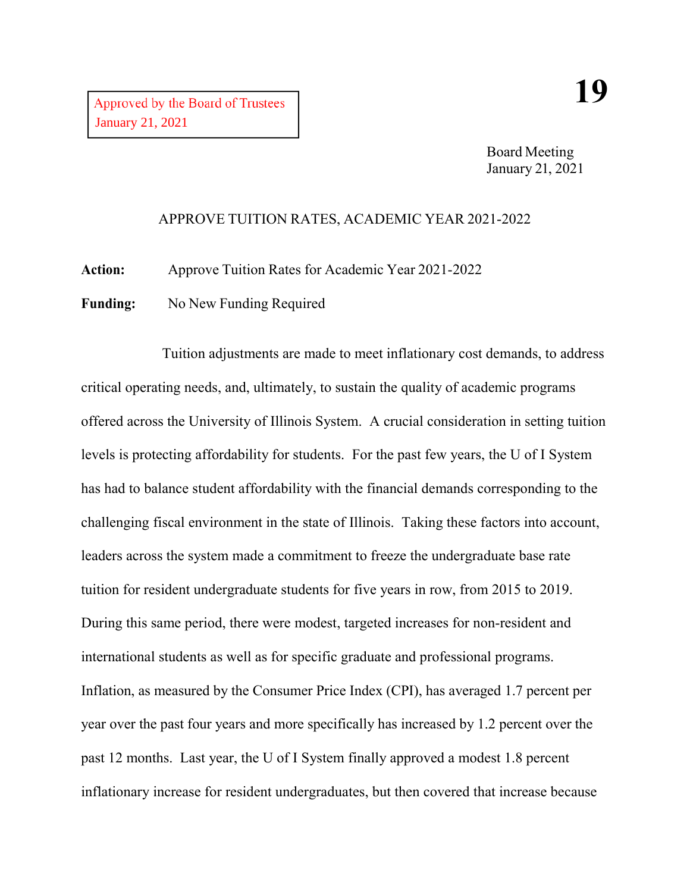Approved by the Board of Trustees
January 21, 2021

**19**

Board Meeting
January 21, 2021

## APPROVE TUITION RATES, ACADEMIC YEAR 2021-2022

**Action:** Approve Tuition Rates for Academic Year 2021-2022

**Funding:** No New Funding Required

Tuition adjustments are made to meet inflationary cost demands, to address critical operating needs, and, ultimately, to sustain the quality of academic programs offered across the University of Illinois System. A crucial consideration in setting tuition levels is protecting affordability for students. For the past few years, the U of I System has had to balance student affordability with the financial demands corresponding to the challenging fiscal environment in the state of Illinois. Taking these factors into account, leaders across the system made a commitment to freeze the undergraduate base rate tuition for resident undergraduate students for five years in row, from 2015 to 2019. During this same period, there were modest, targeted increases for non-resident and international students as well as for specific graduate and professional programs. Inflation, as measured by the Consumer Price Index (CPI), has averaged 1.7 percent per year over the past four years and more specifically has increased by 1.2 percent over the past 12 months. Last year, the U of I System finally approved a modest 1.8 percent inflationary increase for resident undergraduates, but then covered that increase because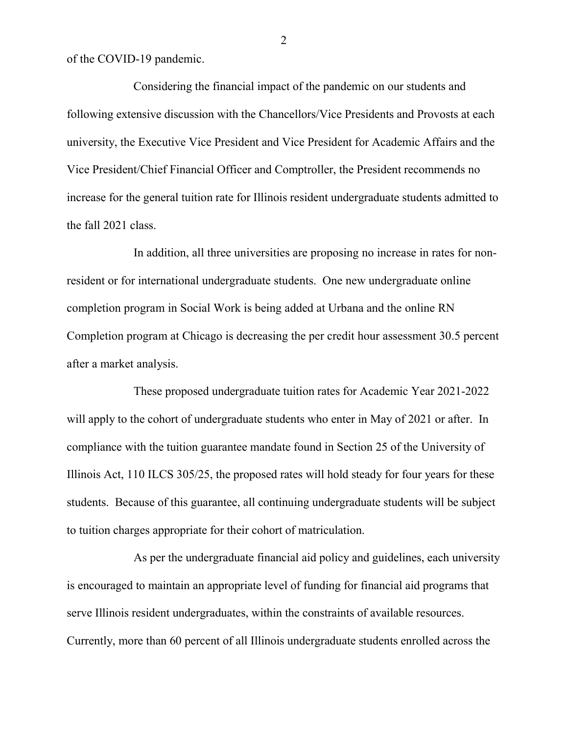of the COVID-19 pandemic.

Considering the financial impact of the pandemic on our students and following extensive discussion with the Chancellors/Vice Presidents and Provosts at each university, the Executive Vice President and Vice President for Academic Affairs and the Vice President/Chief Financial Officer and Comptroller, the President recommends no increase for the general tuition rate for Illinois resident undergraduate students admitted to the fall 2021 class.

In addition, all three universities are proposing no increase in rates for non-resident or for international undergraduate students. One new undergraduate online completion program in Social Work is being added at Urbana and the online RN Completion program at Chicago is decreasing the per credit hour assessment 30.5 percent after a market analysis.

These proposed undergraduate tuition rates for Academic Year 2021-2022 will apply to the cohort of undergraduate students who enter in May of 2021 or after. In compliance with the tuition guarantee mandate found in Section 25 of the University of Illinois Act, 110 ILCS 305/25, the proposed rates will hold steady for four years for these students. Because of this guarantee, all continuing undergraduate students will be subject to tuition charges appropriate for their cohort of matriculation.

As per the undergraduate financial aid policy and guidelines, each university is encouraged to maintain an appropriate level of funding for financial aid programs that serve Illinois resident undergraduates, within the constraints of available resources. Currently, more than 60 percent of all Illinois undergraduate students enrolled across the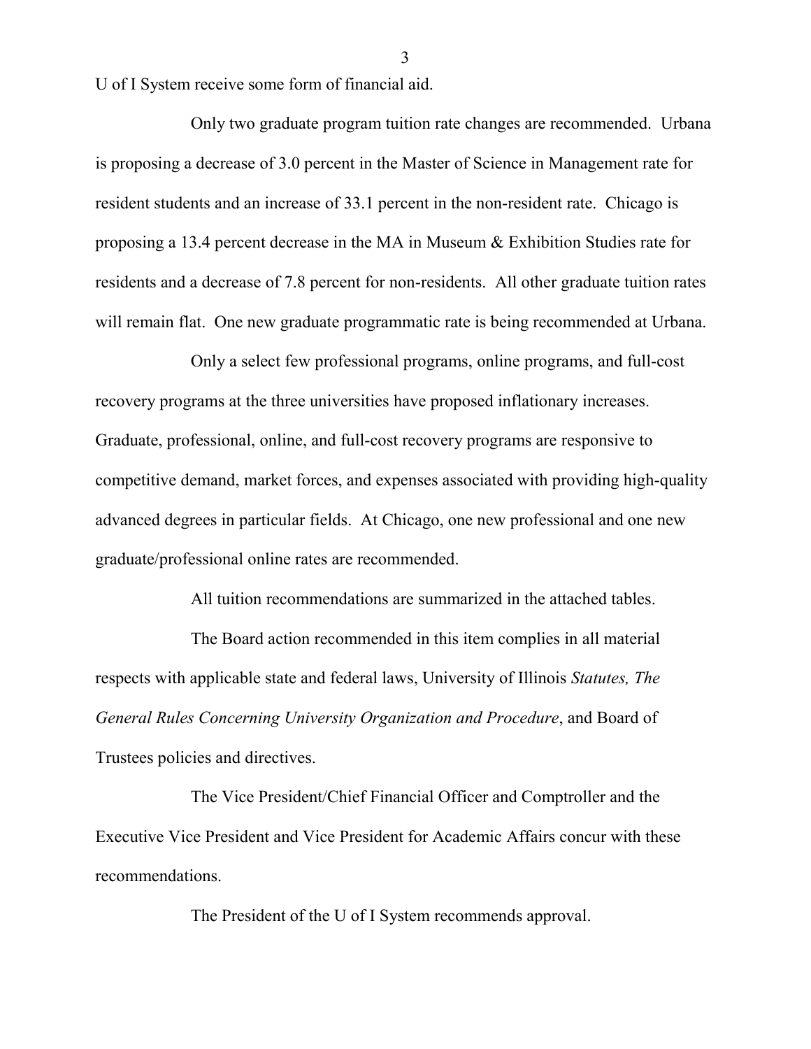U of I System receive some form of financial aid.

Only two graduate program tuition rate changes are recommended. Urbana is proposing a decrease of 3.0 percent in the Master of Science in Management rate for resident students and an increase of 33.1 percent in the non-resident rate. Chicago is proposing a 13.4 percent decrease in the MA in Museum & Exhibition Studies rate for residents and a decrease of 7.8 percent for non-residents. All other graduate tuition rates will remain flat. One new graduate programmatic rate is being recommended at Urbana.

Only a select few professional programs, online programs, and full-cost recovery programs at the three universities have proposed inflationary increases. Graduate, professional, online, and full-cost recovery programs are responsive to competitive demand, market forces, and expenses associated with providing high-quality advanced degrees in particular fields. At Chicago, one new professional and one new graduate/professional online rates are recommended.

All tuition recommendations are summarized in the attached tables.

The Board action recommended in this item complies in all material respects with applicable state and federal laws, University of Illinois *Statutes, The General Rules Concerning University Organization and Procedure*, and Board of Trustees policies and directives.

The Vice President/Chief Financial Officer and Comptroller and the Executive Vice President and Vice President for Academic Affairs concur with these recommendations.

The President of the U of I System recommends approval.